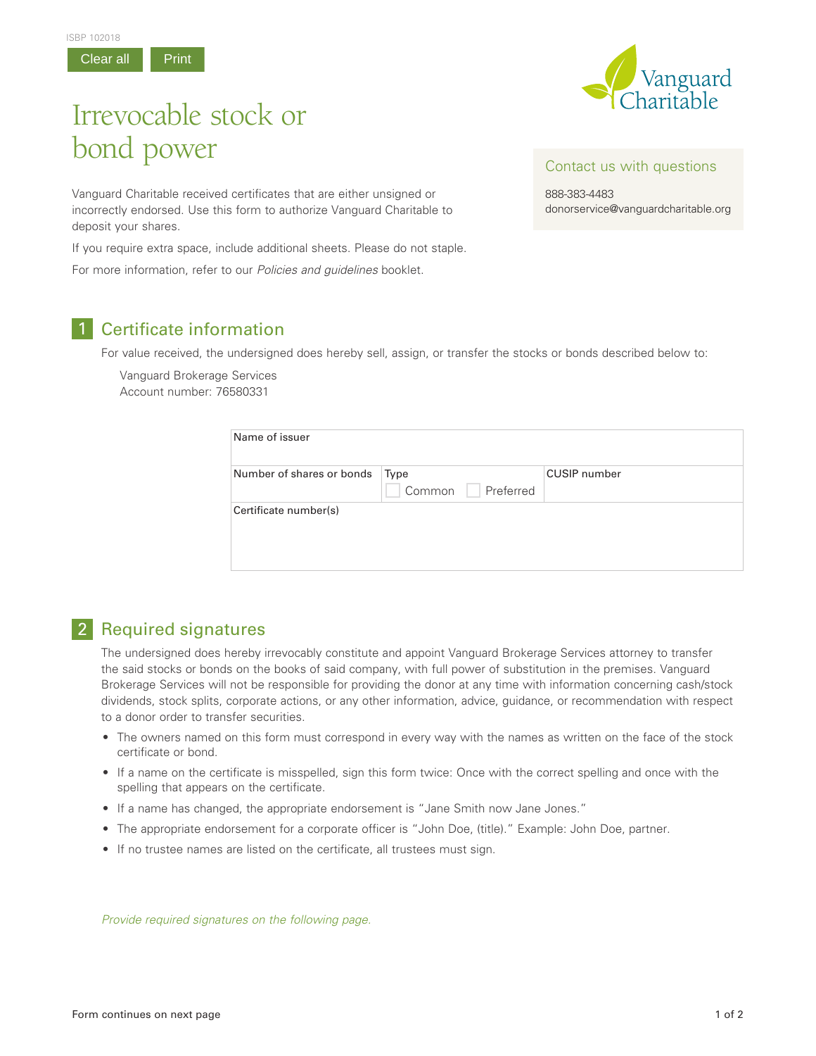ISBP 102018

Clear all | Print

# Irrevocable stock or bond power

Vanguard Charitable

Vanguard Charitable received certificates that are either unsigned or incorrectly endorsed. Use this form to authorize Vanguard Charitable to deposit your shares.

If you require extra space, include additional sheets. Please do not staple.

For more information, refer to our *Policies and guidelines* booklet.

**Contact us with questions**

888-383-4483
donorservice@vanguardcharitable.org

## 1 Certificate information

For value received, the undersigned does hereby sell, assign, or transfer the stocks or bonds described below to:

Vanguard Brokerage Services
Account number: 76580331

| Name of issuer | | |
|---|---|---|
| Number of shares or bonds | Type ☐ Common ☐ Preferred | CUSIP number |
| Certificate number(s) | | |

## 2 Required signatures

The undersigned does hereby irrevocably constitute and appoint Vanguard Brokerage Services attorney to transfer the said stocks or bonds on the books of said company, with full power of substitution in the premises. Vanguard Brokerage Services will not be responsible for providing the donor at any time with information concerning cash/stock dividends, stock splits, corporate actions, or any other information, advice, guidance, or recommendation with respect to a donor order to transfer securities.

- The owners named on this form must correspond in every way with the names as written on the face of the stock certificate or bond.
- If a name on the certificate is misspelled, sign this form twice: Once with the correct spelling and once with the spelling that appears on the certificate.
- If a name has changed, the appropriate endorsement is "Jane Smith now Jane Jones."
- The appropriate endorsement for a corporate officer is "John Doe, (title)." Example: John Doe, partner.
- If no trustee names are listed on the certificate, all trustees must sign.

*Provide required signatures on the following page.*

Form continues on next page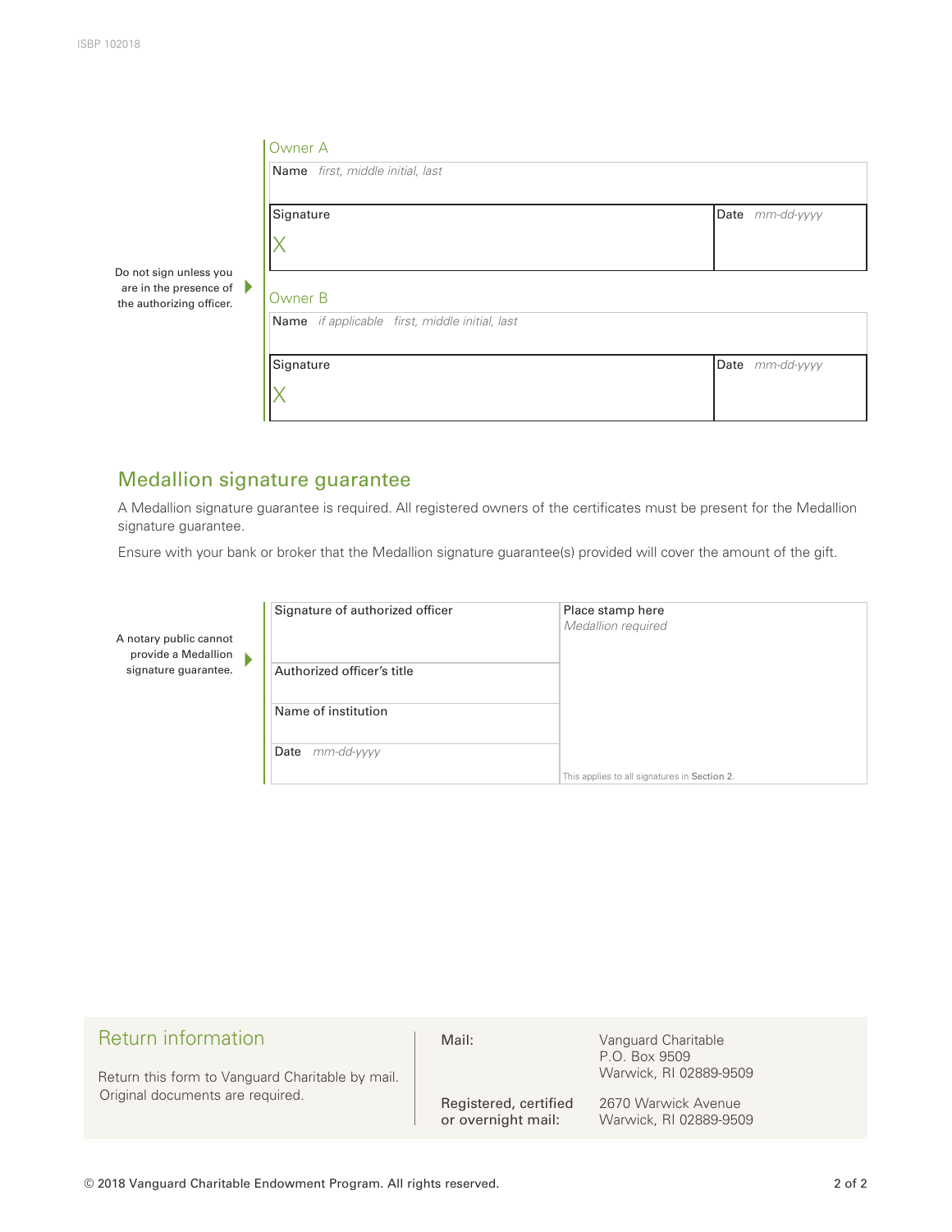Do not sign unless you are in the presence of the authorizing officer.

### Owner A

| | |
|---|---|
| Name *first, middle initial, last* | |
| Signature<br>X | Date *mm-dd-yyyy* |

### Owner B

| | |
|---|---|
| Name *if applicable first, middle initial, last* | |
| Signature<br>X | Date *mm-dd-yyyy* |

## Medallion signature guarantee

A Medallion signature guarantee is required. All registered owners of the certificates must be present for the Medallion signature guarantee.

Ensure with your bank or broker that the Medallion signature guarantee(s) provided will cover the amount of the gift.

A notary public cannot provide a Medallion signature guarantee.

| | |
|---|---|
| Signature of authorized officer | Place stamp here<br>*Medallion required* |
| Authorized officer's title | |
| Name of institution | |
| Date *mm-dd-yyyy* | This applies to all signatures in **Section 2**. |

## Return information

Return this form to Vanguard Charitable by mail. Original documents are required.

**Mail:**
Vanguard Charitable
P.O. Box 9509
Warwick, RI 02889-9509

**Registered, certified or overnight mail:**
2670 Warwick Avenue
Warwick, RI 02889-9509

© 2018 Vanguard Charitable Endowment Program. All rights reserved.